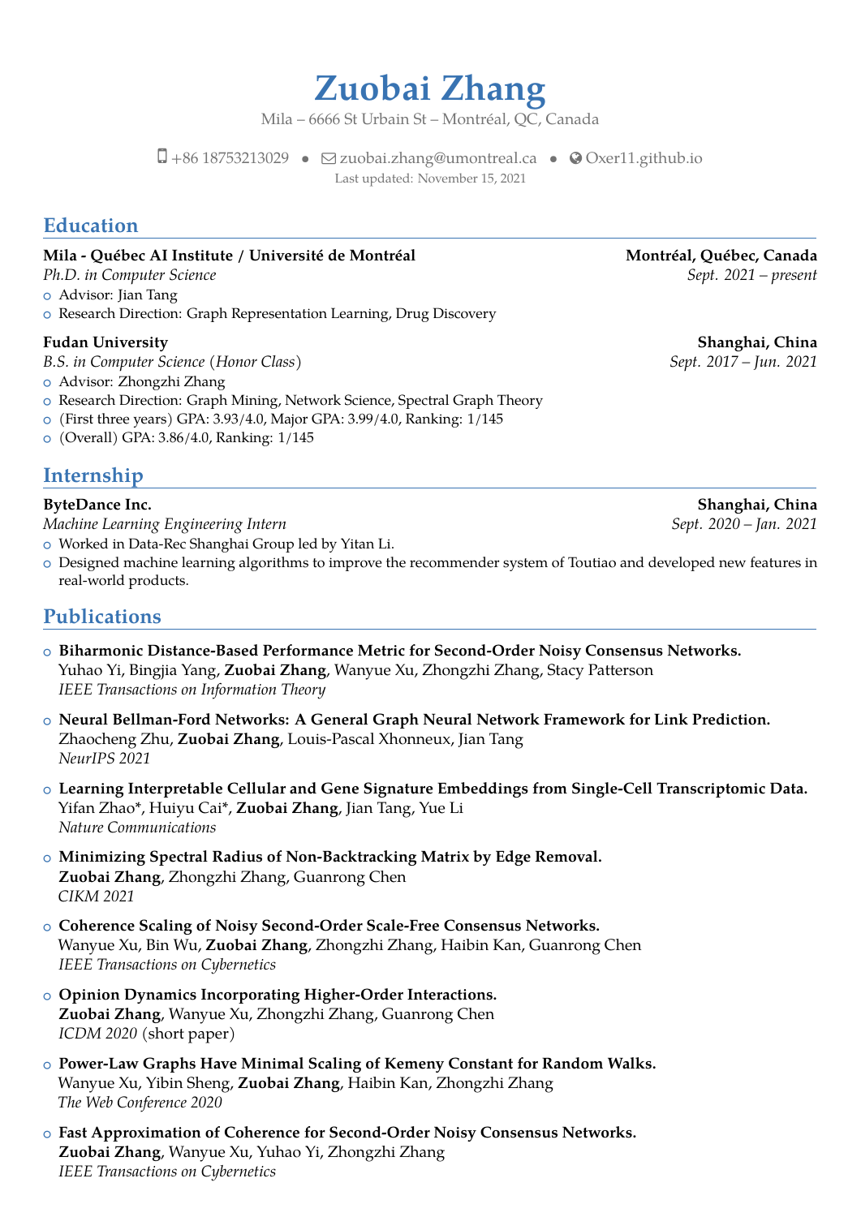# Zuobai Zhang

Mila – 6666 St Urbain St – Montréal, QC, Canada

+86 18753213029 • zuobai.zhang@umontreal.ca • Oxer11.github.io

Last updated: November 15, 2021

## Education

**Mila - Québec AI Institute / Université de Montréal** — **Montréal, Québec, Canada**

*Ph.D. in Computer Science* — *Sept. 2021 – present*

- Advisor: Jian Tang
- Research Direction: Graph Representation Learning, Drug Discovery

**Fudan University** — **Shanghai, China**

*B.S. in Computer Science (Honor Class)* — *Sept. 2017 – Jun. 2021*

- Advisor: Zhongzhi Zhang
- Research Direction: Graph Mining, Network Science, Spectral Graph Theory
- (First three years) GPA: 3.93/4.0, Major GPA: 3.99/4.0, Ranking: 1/145
- (Overall) GPA: 3.86/4.0, Ranking: 1/145

## Internship

**ByteDance Inc.** — **Shanghai, China**

*Machine Learning Engineering Intern* — *Sept. 2020 – Jan. 2021*

- Worked in Data-Rec Shanghai Group led by Yitan Li.
- Designed machine learning algorithms to improve the recommender system of Toutiao and developed new features in real-world products.

## Publications

- **Biharmonic Distance-Based Performance Metric for Second-Order Noisy Consensus Networks.**
  Yuhao Yi, Bingjia Yang, **Zuobai Zhang**, Wanyue Xu, Zhongzhi Zhang, Stacy Patterson
  *IEEE Transactions on Information Theory*

- **Neural Bellman-Ford Networks: A General Graph Neural Network Framework for Link Prediction.**
  Zhaocheng Zhu, **Zuobai Zhang**, Louis-Pascal Xhonneux, Jian Tang
  *NeurIPS 2021*

- **Learning Interpretable Cellular and Gene Signature Embeddings from Single-Cell Transcriptomic Data.**
  Yifan Zhao*, Huiyu Cai*, **Zuobai Zhang**, Jian Tang, Yue Li
  *Nature Communications*

- **Minimizing Spectral Radius of Non-Backtracking Matrix by Edge Removal.**
  **Zuobai Zhang**, Zhongzhi Zhang, Guanrong Chen
  *CIKM 2021*

- **Coherence Scaling of Noisy Second-Order Scale-Free Consensus Networks.**
  Wanyue Xu, Bin Wu, **Zuobai Zhang**, Zhongzhi Zhang, Haibin Kan, Guanrong Chen
  *IEEE Transactions on Cybernetics*

- **Opinion Dynamics Incorporating Higher-Order Interactions.**
  **Zuobai Zhang**, Wanyue Xu, Zhongzhi Zhang, Guanrong Chen
  *ICDM 2020* (short paper)

- **Power-Law Graphs Have Minimal Scaling of Kemeny Constant for Random Walks.**
  Wanyue Xu, Yibin Sheng, **Zuobai Zhang**, Haibin Kan, Zhongzhi Zhang
  *The Web Conference 2020*

- **Fast Approximation of Coherence for Second-Order Noisy Consensus Networks.**
  **Zuobai Zhang**, Wanyue Xu, Yuhao Yi, Zhongzhi Zhang
  *IEEE Transactions on Cybernetics*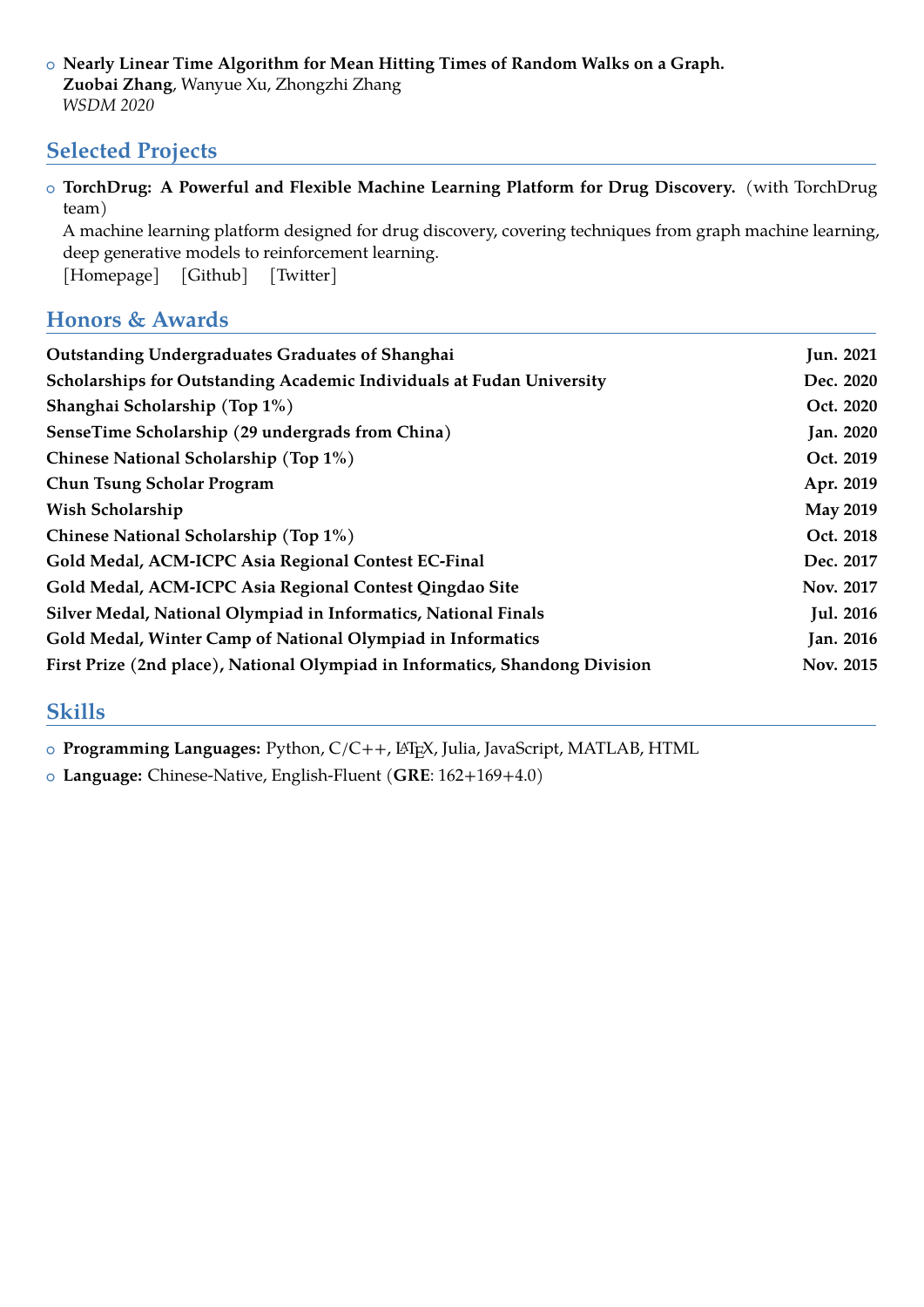- **Nearly Linear Time Algorithm for Mean Hitting Times of Random Walks on a Graph.**
  **Zuobai Zhang**, Wanyue Xu, Zhongzhi Zhang
  *WSDM 2020*

## Selected Projects

- **TorchDrug: A Powerful and Flexible Machine Learning Platform for Drug Discovery.** (with TorchDrug team)
  A machine learning platform designed for drug discovery, covering techniques from graph machine learning, deep generative models to reinforcement learning.
  [Homepage] [Github] [Twitter]

## Honors & Awards

| | |
|---|---|
| **Outstanding Undergraduates Graduates of Shanghai** | **Jun. 2021** |
| **Scholarships for Outstanding Academic Individuals at Fudan University** | **Dec. 2020** |
| **Shanghai Scholarship (Top 1%)** | **Oct. 2020** |
| **SenseTime Scholarship (29 undergrads from China)** | **Jan. 2020** |
| **Chinese National Scholarship (Top 1%)** | **Oct. 2019** |
| **Chun Tsung Scholar Program** | **Apr. 2019** |
| **Wish Scholarship** | **May 2019** |
| **Chinese National Scholarship (Top 1%)** | **Oct. 2018** |
| **Gold Medal, ACM-ICPC Asia Regional Contest EC-Final** | **Dec. 2017** |
| **Gold Medal, ACM-ICPC Asia Regional Contest Qingdao Site** | **Nov. 2017** |
| **Silver Medal, National Olympiad in Informatics, National Finals** | **Jul. 2016** |
| **Gold Medal, Winter Camp of National Olympiad in Informatics** | **Jan. 2016** |
| **First Prize (2nd place), National Olympiad in Informatics, Shandong Division** | **Nov. 2015** |

## Skills

- **Programming Languages:** Python, C/C++, LaTeX, Julia, JavaScript, MATLAB, HTML
- **Language:** Chinese-Native, English-Fluent (**GRE**: 162+169+4.0)